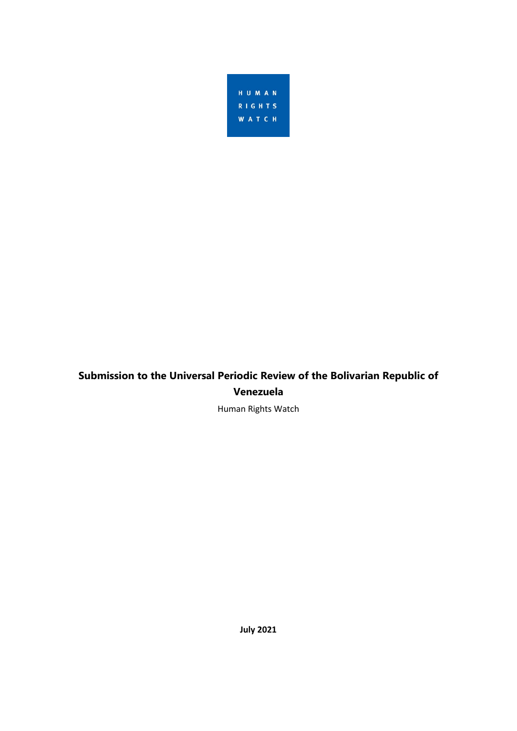HUMAN RIGHTS WATCH

# Submission to the Universal Periodic Review of the Bolivarian Republic of Venezuela

Human Rights Watch

**July 2021**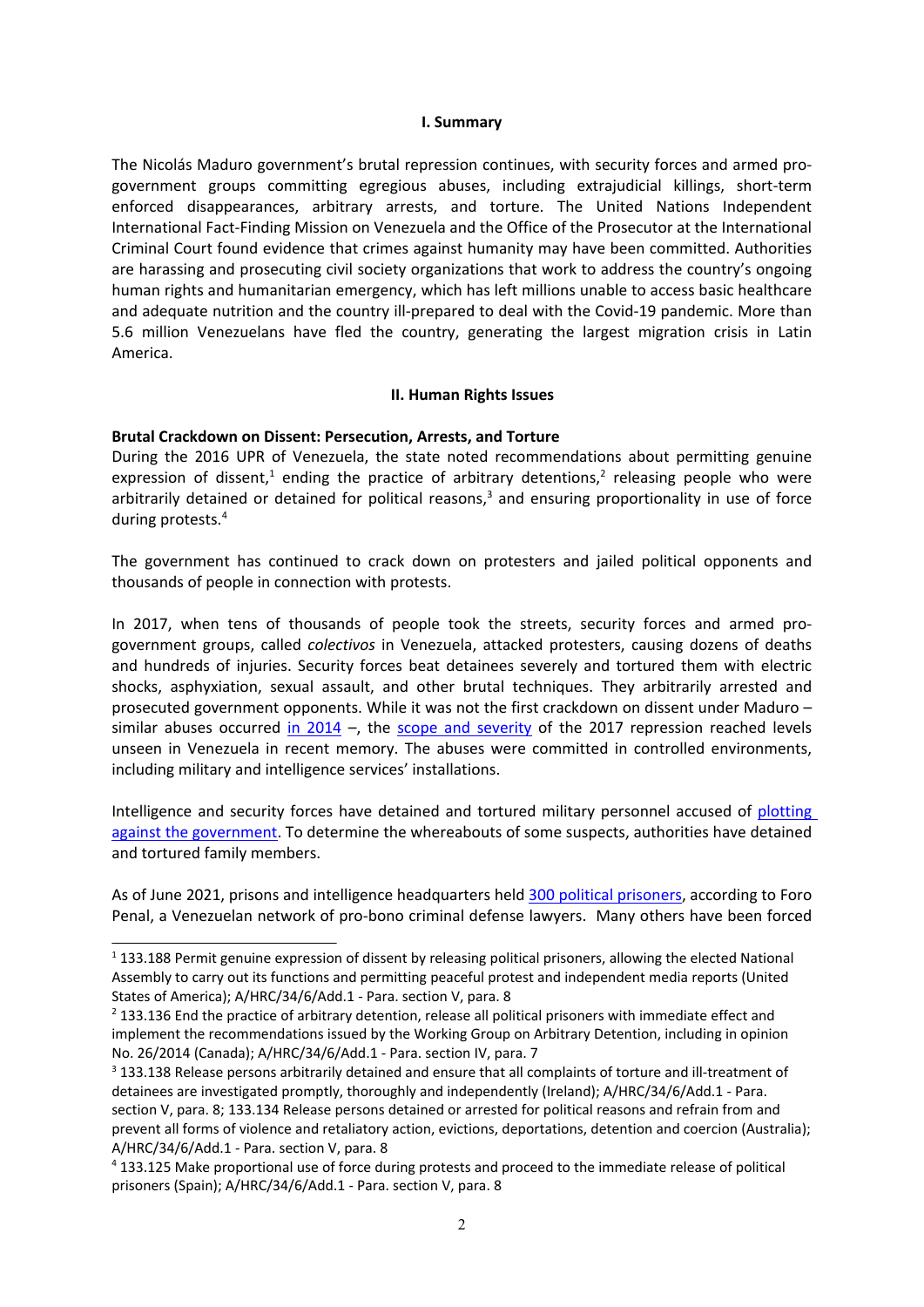## I. Summary

The Nicolás Maduro government's brutal repression continues, with security forces and armed pro-government groups committing egregious abuses, including extrajudicial killings, short-term enforced disappearances, arbitrary arrests, and torture. The United Nations Independent International Fact-Finding Mission on Venezuela and the Office of the Prosecutor at the International Criminal Court found evidence that crimes against humanity may have been committed. Authorities are harassing and prosecuting civil society organizations that work to address the country's ongoing human rights and humanitarian emergency, which has left millions unable to access basic healthcare and adequate nutrition and the country ill-prepared to deal with the Covid-19 pandemic. More than 5.6 million Venezuelans have fled the country, generating the largest migration crisis in Latin America.

## II. Human Rights Issues

### Brutal Crackdown on Dissent: Persecution, Arrests, and Torture

During the 2016 UPR of Venezuela, the state noted recommendations about permitting genuine expression of dissent,[1] ending the practice of arbitrary detentions,[2] releasing people who were arbitrarily detained or detained for political reasons,[3] and ensuring proportionality in use of force during protests.[4]

The government has continued to crack down on protesters and jailed political opponents and thousands of people in connection with protests.

In 2017, when tens of thousands of people took the streets, security forces and armed pro-government groups, called *colectivos* in Venezuela, attacked protesters, causing dozens of deaths and hundreds of injuries. Security forces beat detainees severely and tortured them with electric shocks, asphyxiation, sexual assault, and other brutal techniques. They arbitrarily arrested and prosecuted government opponents. While it was not the first crackdown on dissent under Maduro – similar abuses occurred in 2014 –, the scope and severity of the 2017 repression reached levels unseen in Venezuela in recent memory. The abuses were committed in controlled environments, including military and intelligence services' installations.

Intelligence and security forces have detained and tortured military personnel accused of plotting against the government. To determine the whereabouts of some suspects, authorities have detained and tortured family members.

As of June 2021, prisons and intelligence headquarters held 300 political prisoners, according to Foro Penal, a Venezuelan network of pro-bono criminal defense lawyers. Many others have been forced

---

[1] 133.188 Permit genuine expression of dissent by releasing political prisoners, allowing the elected National Assembly to carry out its functions and permitting peaceful protest and independent media reports (United States of America); A/HRC/34/6/Add.1 - Para. section V, para. 8

[2] 133.136 End the practice of arbitrary detention, release all political prisoners with immediate effect and implement the recommendations issued by the Working Group on Arbitrary Detention, including in opinion No. 26/2014 (Canada); A/HRC/34/6/Add.1 - Para. section IV, para. 7

[3] 133.138 Release persons arbitrarily detained and ensure that all complaints of torture and ill-treatment of detainees are investigated promptly, thoroughly and independently (Ireland); A/HRC/34/6/Add.1 - Para. section V, para. 8; 133.134 Release persons detained or arrested for political reasons and refrain from and prevent all forms of violence and retaliatory action, evictions, deportations, detention and coercion (Australia); A/HRC/34/6/Add.1 - Para. section V, para. 8

[4] 133.125 Make proportional use of force during protests and proceed to the immediate release of political prisoners (Spain); A/HRC/34/6/Add.1 - Para. section V, para. 8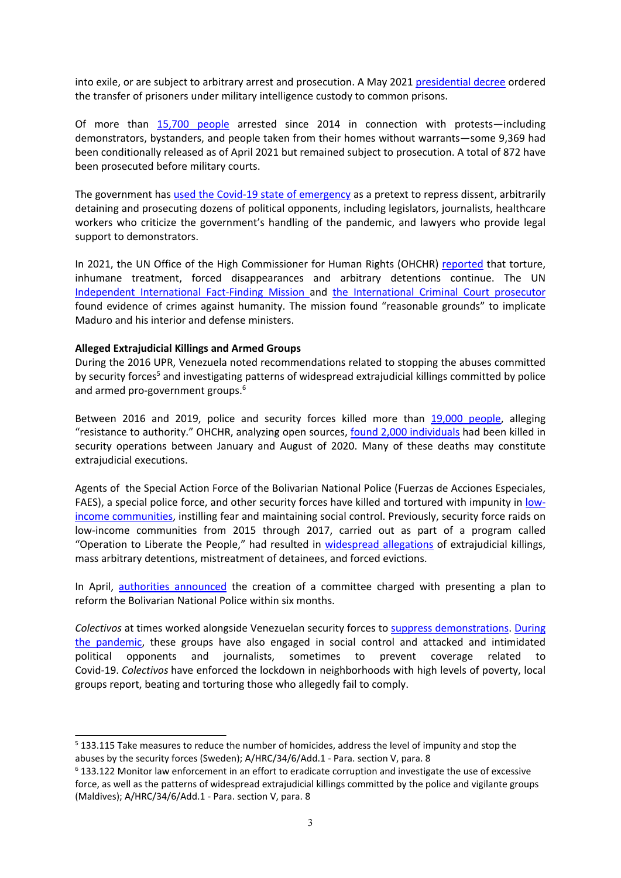into exile, or are subject to arbitrary arrest and prosecution. A May 2021 presidential decree ordered the transfer of prisoners under military intelligence custody to common prisons.

Of more than 15,700 people arrested since 2014 in connection with protests—including demonstrators, bystanders, and people taken from their homes without warrants—some 9,369 had been conditionally released as of April 2021 but remained subject to prosecution. A total of 872 have been prosecuted before military courts.

The government has used the Covid-19 state of emergency as a pretext to repress dissent, arbitrarily detaining and prosecuting dozens of political opponents, including legislators, journalists, healthcare workers who criticize the government's handling of the pandemic, and lawyers who provide legal support to demonstrators.

In 2021, the UN Office of the High Commissioner for Human Rights (OHCHR) reported that torture, inhumane treatment, forced disappearances and arbitrary detentions continue. The UN Independent International Fact-Finding Mission and the International Criminal Court prosecutor found evidence of crimes against humanity. The mission found "reasonable grounds" to implicate Maduro and his interior and defense ministers.

**Alleged Extrajudicial Killings and Armed Groups**

During the 2016 UPR, Venezuela noted recommendations related to stopping the abuses committed by security forces[5] and investigating patterns of widespread extrajudicial killings committed by police and armed pro-government groups.[6]

Between 2016 and 2019, police and security forces killed more than 19,000 people, alleging "resistance to authority." OHCHR, analyzing open sources, found 2,000 individuals had been killed in security operations between January and August of 2020. Many of these deaths may constitute extrajudicial executions.

Agents of the Special Action Force of the Bolivarian National Police (Fuerzas de Acciones Especiales, FAES), a special police force, and other security forces have killed and tortured with impunity in low-income communities, instilling fear and maintaining social control. Previously, security force raids on low-income communities from 2015 through 2017, carried out as part of a program called "Operation to Liberate the People," had resulted in widespread allegations of extrajudicial killings, mass arbitrary detentions, mistreatment of detainees, and forced evictions.

In April, authorities announced the creation of a committee charged with presenting a plan to reform the Bolivarian National Police within six months.

*Colectivos* at times worked alongside Venezuelan security forces to suppress demonstrations. During the pandemic, these groups have also engaged in social control and attacked and intimidated political opponents and journalists, sometimes to prevent coverage related to Covid-19. *Colectivos* have enforced the lockdown in neighborhoods with high levels of poverty, local groups report, beating and torturing those who allegedly fail to comply.

---

[5] 133.115 Take measures to reduce the number of homicides, address the level of impunity and stop the abuses by the security forces (Sweden); A/HRC/34/6/Add.1 - Para. section V, para. 8

[6] 133.122 Monitor law enforcement in an effort to eradicate corruption and investigate the use of excessive force, as well as the patterns of widespread extrajudicial killings committed by the police and vigilante groups (Maldives); A/HRC/34/6/Add.1 - Para. section V, para. 8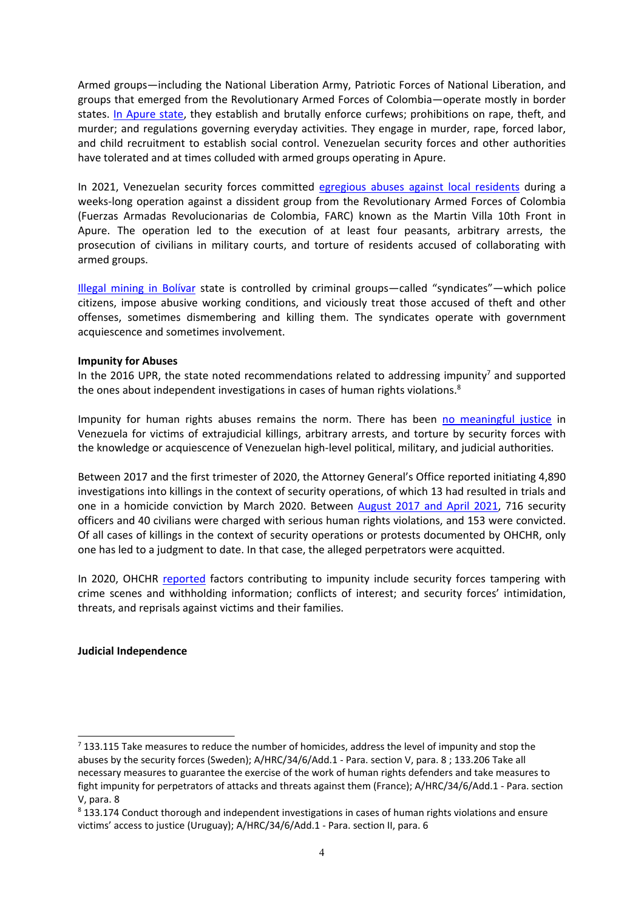Armed groups—including the National Liberation Army, Patriotic Forces of National Liberation, and groups that emerged from the Revolutionary Armed Forces of Colombia—operate mostly in border states. In Apure state, they establish and brutally enforce curfews; prohibitions on rape, theft, and murder; and regulations governing everyday activities. They engage in murder, rape, forced labor, and child recruitment to establish social control. Venezuelan security forces and other authorities have tolerated and at times colluded with armed groups operating in Apure.

In 2021, Venezuelan security forces committed egregious abuses against local residents during a weeks-long operation against a dissident group from the Revolutionary Armed Forces of Colombia (Fuerzas Armadas Revolucionarias de Colombia, FARC) known as the Martin Villa 10th Front in Apure. The operation led to the execution of at least four peasants, arbitrary arrests, the prosecution of civilians in military courts, and torture of residents accused of collaborating with armed groups.

Illegal mining in Bolívar state is controlled by criminal groups—called "syndicates"—which police citizens, impose abusive working conditions, and viciously treat those accused of theft and other offenses, sometimes dismembering and killing them. The syndicates operate with government acquiescence and sometimes involvement.

**Impunity for Abuses**

In the 2016 UPR, the state noted recommendations related to addressing impunity[7] and supported the ones about independent investigations in cases of human rights violations.[8]

Impunity for human rights abuses remains the norm. There has been no meaningful justice in Venezuela for victims of extrajudicial killings, arbitrary arrests, and torture by security forces with the knowledge or acquiescence of Venezuelan high-level political, military, and judicial authorities.

Between 2017 and the first trimester of 2020, the Attorney General's Office reported initiating 4,890 investigations into killings in the context of security operations, of which 13 had resulted in trials and one in a homicide conviction by March 2020. Between August 2017 and April 2021, 716 security officers and 40 civilians were charged with serious human rights violations, and 153 were convicted. Of all cases of killings in the context of security operations or protests documented by OHCHR, only one has led to a judgment to date. In that case, the alleged perpetrators were acquitted.

In 2020, OHCHR reported factors contributing to impunity include security forces tampering with crime scenes and withholding information; conflicts of interest; and security forces' intimidation, threats, and reprisals against victims and their families.

**Judicial Independence**

---

[7] 133.115 Take measures to reduce the number of homicides, address the level of impunity and stop the abuses by the security forces (Sweden); A/HRC/34/6/Add.1 - Para. section V, para. 8 ; 133.206 Take all necessary measures to guarantee the exercise of the work of human rights defenders and take measures to fight impunity for perpetrators of attacks and threats against them (France); A/HRC/34/6/Add.1 - Para. section V, para. 8

[8] 133.174 Conduct thorough and independent investigations in cases of human rights violations and ensure victims' access to justice (Uruguay); A/HRC/34/6/Add.1 - Para. section II, para. 6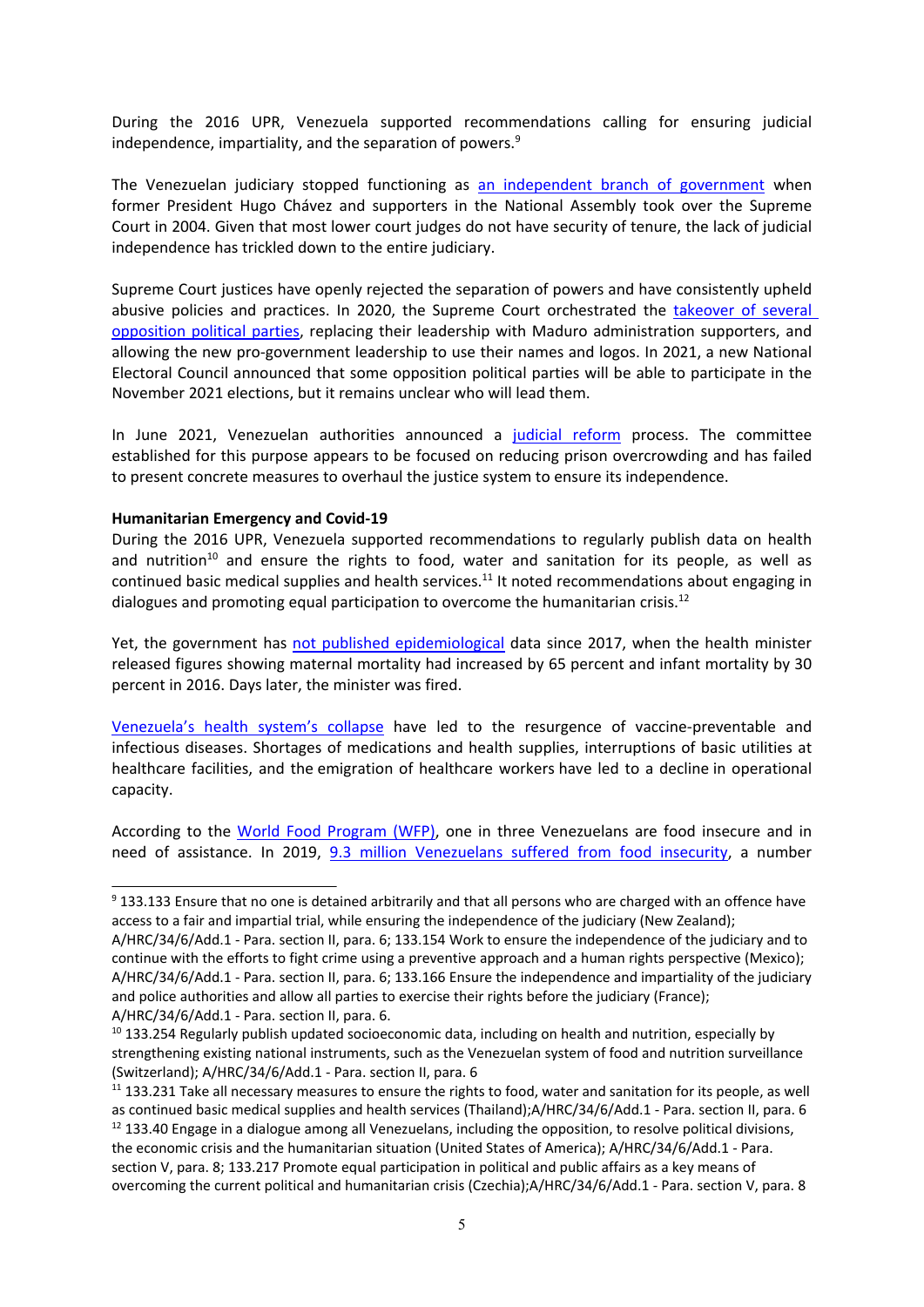During the 2016 UPR, Venezuela supported recommendations calling for ensuring judicial independence, impartiality, and the separation of powers.[9]

The Venezuelan judiciary stopped functioning as an independent branch of government when former President Hugo Chávez and supporters in the National Assembly took over the Supreme Court in 2004. Given that most lower court judges do not have security of tenure, the lack of judicial independence has trickled down to the entire judiciary.

Supreme Court justices have openly rejected the separation of powers and have consistently upheld abusive policies and practices. In 2020, the Supreme Court orchestrated the takeover of several opposition political parties, replacing their leadership with Maduro administration supporters, and allowing the new pro-government leadership to use their names and logos. In 2021, a new National Electoral Council announced that some opposition political parties will be able to participate in the November 2021 elections, but it remains unclear who will lead them.

In June 2021, Venezuelan authorities announced a judicial reform process. The committee established for this purpose appears to be focused on reducing prison overcrowding and has failed to present concrete measures to overhaul the justice system to ensure its independence.

**Humanitarian Emergency and Covid-19**

During the 2016 UPR, Venezuela supported recommendations to regularly publish data on health and nutrition[10] and ensure the rights to food, water and sanitation for its people, as well as continued basic medical supplies and health services.[11] It noted recommendations about engaging in dialogues and promoting equal participation to overcome the humanitarian crisis.[12]

Yet, the government has not published epidemiological data since 2017, when the health minister released figures showing maternal mortality had increased by 65 percent and infant mortality by 30 percent in 2016. Days later, the minister was fired.

Venezuela's health system's collapse have led to the resurgence of vaccine-preventable and infectious diseases. Shortages of medications and health supplies, interruptions of basic utilities at healthcare facilities, and the emigration of healthcare workers have led to a decline in operational capacity.

According to the World Food Program (WFP), one in three Venezuelans are food insecure and in need of assistance. In 2019, 9.3 million Venezuelans suffered from food insecurity, a number

---

[9] 133.133 Ensure that no one is detained arbitrarily and that all persons who are charged with an offence have access to a fair and impartial trial, while ensuring the independence of the judiciary (New Zealand); A/HRC/34/6/Add.1 - Para. section II, para. 6; 133.154 Work to ensure the independence of the judiciary and to continue with the efforts to fight crime using a preventive approach and a human rights perspective (Mexico); A/HRC/34/6/Add.1 - Para. section II, para. 6; 133.166 Ensure the independence and impartiality of the judiciary and police authorities and allow all parties to exercise their rights before the judiciary (France); A/HRC/34/6/Add.1 - Para. section II, para. 6.

[10] 133.254 Regularly publish updated socioeconomic data, including on health and nutrition, especially by strengthening existing national instruments, such as the Venezuelan system of food and nutrition surveillance (Switzerland); A/HRC/34/6/Add.1 - Para. section II, para. 6

[11] 133.231 Take all necessary measures to ensure the rights to food, water and sanitation for its people, as well as continued basic medical supplies and health services (Thailand);A/HRC/34/6/Add.1 - Para. section II, para. 6

[12] 133.40 Engage in a dialogue among all Venezuelans, including the opposition, to resolve political divisions, the economic crisis and the humanitarian situation (United States of America); A/HRC/34/6/Add.1 - Para. section V, para. 8; 133.217 Promote equal participation in political and public affairs as a key means of overcoming the current political and humanitarian crisis (Czechia);A/HRC/34/6/Add.1 - Para. section V, para. 8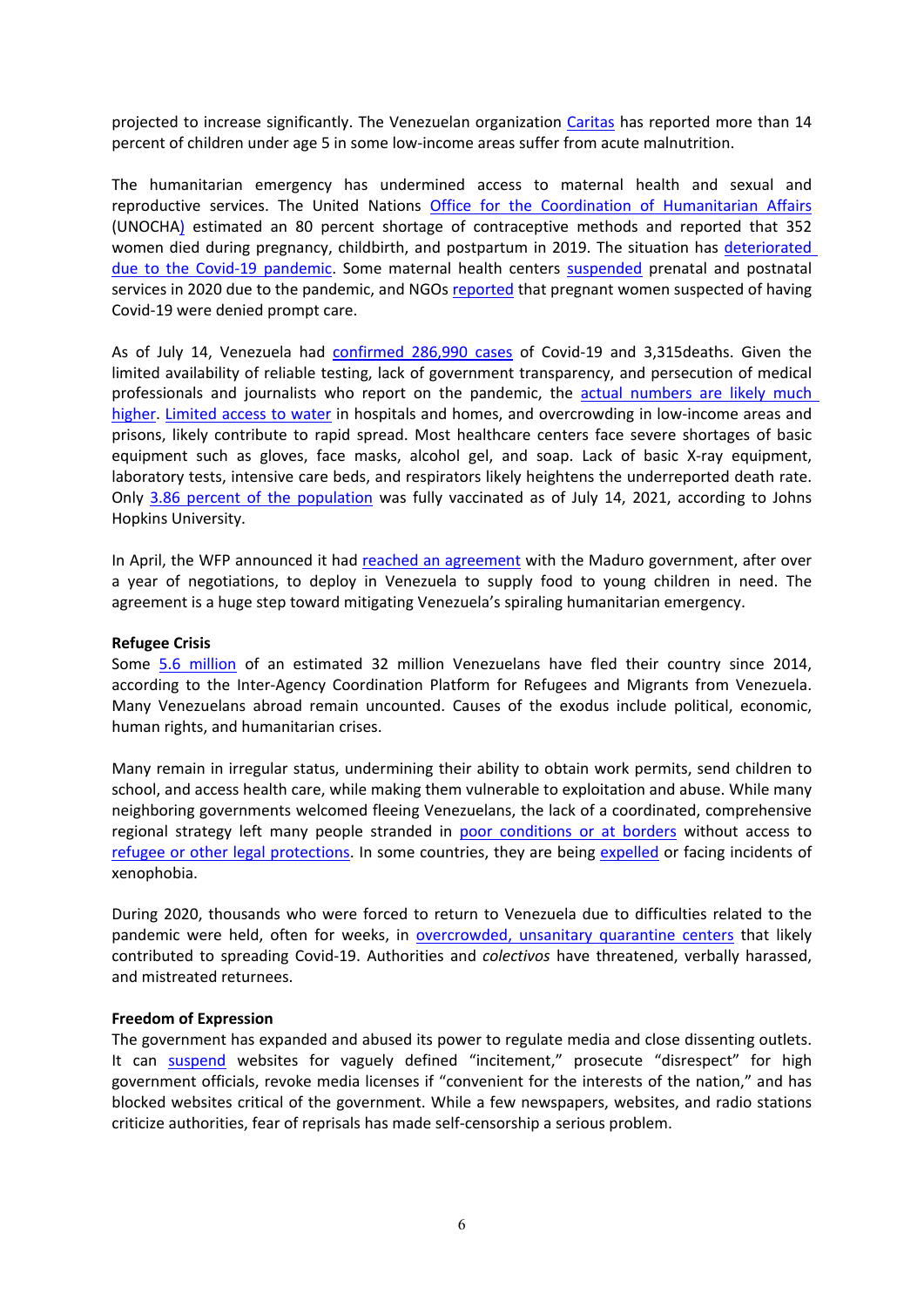projected to increase significantly. The Venezuelan organization Caritas has reported more than 14 percent of children under age 5 in some low-income areas suffer from acute malnutrition.

The humanitarian emergency has undermined access to maternal health and sexual and reproductive services. The United Nations Office for the Coordination of Humanitarian Affairs (UNOCHA) estimated an 80 percent shortage of contraceptive methods and reported that 352 women died during pregnancy, childbirth, and postpartum in 2019. The situation has deteriorated due to the Covid-19 pandemic. Some maternal health centers suspended prenatal and postnatal services in 2020 due to the pandemic, and NGOs reported that pregnant women suspected of having Covid-19 were denied prompt care.

As of July 14, Venezuela had confirmed 286,990 cases of Covid-19 and 3,315deaths. Given the limited availability of reliable testing, lack of government transparency, and persecution of medical professionals and journalists who report on the pandemic, the actual numbers are likely much higher. Limited access to water in hospitals and homes, and overcrowding in low-income areas and prisons, likely contribute to rapid spread. Most healthcare centers face severe shortages of basic equipment such as gloves, face masks, alcohol gel, and soap. Lack of basic X-ray equipment, laboratory tests, intensive care beds, and respirators likely heightens the underreported death rate. Only 3.86 percent of the population was fully vaccinated as of July 14, 2021, according to Johns Hopkins University.

In April, the WFP announced it had reached an agreement with the Maduro government, after over a year of negotiations, to deploy in Venezuela to supply food to young children in need. The agreement is a huge step toward mitigating Venezuela's spiraling humanitarian emergency.

**Refugee Crisis**

Some 5.6 million of an estimated 32 million Venezuelans have fled their country since 2014, according to the Inter-Agency Coordination Platform for Refugees and Migrants from Venezuela. Many Venezuelans abroad remain uncounted. Causes of the exodus include political, economic, human rights, and humanitarian crises.

Many remain in irregular status, undermining their ability to obtain work permits, send children to school, and access health care, while making them vulnerable to exploitation and abuse. While many neighboring governments welcomed fleeing Venezuelans, the lack of a coordinated, comprehensive regional strategy left many people stranded in poor conditions or at borders without access to refugee or other legal protections. In some countries, they are being expelled or facing incidents of xenophobia.

During 2020, thousands who were forced to return to Venezuela due to difficulties related to the pandemic were held, often for weeks, in overcrowded, unsanitary quarantine centers that likely contributed to spreading Covid-19. Authorities and *colectivos* have threatened, verbally harassed, and mistreated returnees.

**Freedom of Expression**

The government has expanded and abused its power to regulate media and close dissenting outlets. It can suspend websites for vaguely defined "incitement," prosecute "disrespect" for high government officials, revoke media licenses if "convenient for the interests of the nation," and has blocked websites critical of the government. While a few newspapers, websites, and radio stations criticize authorities, fear of reprisals has made self-censorship a serious problem.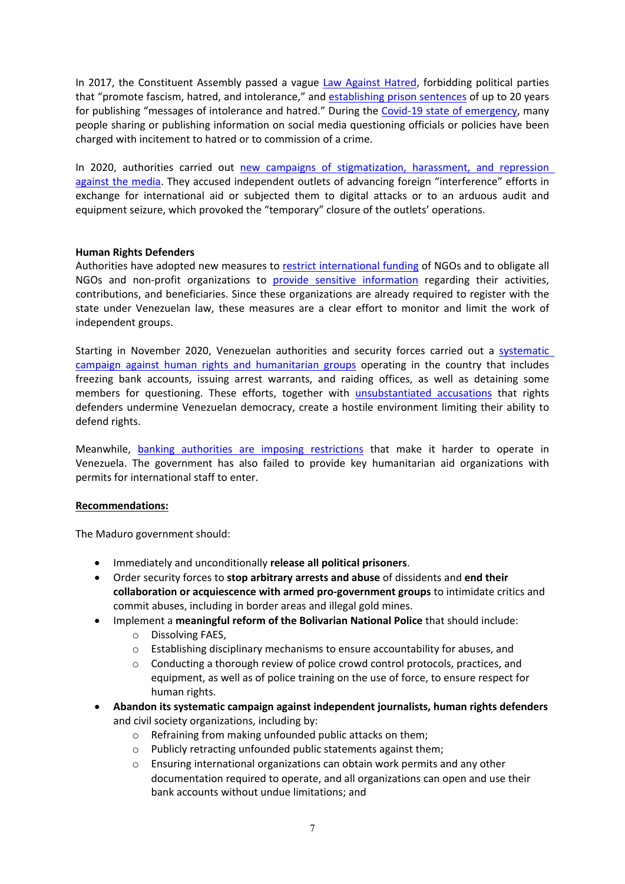In 2017, the Constituent Assembly passed a vague Law Against Hatred, forbidding political parties that "promote fascism, hatred, and intolerance," and establishing prison sentences of up to 20 years for publishing "messages of intolerance and hatred." During the Covid-19 state of emergency, many people sharing or publishing information on social media questioning officials or policies have been charged with incitement to hatred or to commission of a crime.

In 2020, authorities carried out new campaigns of stigmatization, harassment, and repression against the media. They accused independent outlets of advancing foreign "interference" efforts in exchange for international aid or subjected them to digital attacks or to an arduous audit and equipment seizure, which provoked the "temporary" closure of the outlets' operations.

**Human Rights Defenders**

Authorities have adopted new measures to restrict international funding of NGOs and to obligate all NGOs and non-profit organizations to provide sensitive information regarding their activities, contributions, and beneficiaries. Since these organizations are already required to register with the state under Venezuelan law, these measures are a clear effort to monitor and limit the work of independent groups.

Starting in November 2020, Venezuelan authorities and security forces carried out a systematic campaign against human rights and humanitarian groups operating in the country that includes freezing bank accounts, issuing arrest warrants, and raiding offices, as well as detaining some members for questioning. These efforts, together with unsubstantiated accusations that rights defenders undermine Venezuelan democracy, create a hostile environment limiting their ability to defend rights.

Meanwhile, banking authorities are imposing restrictions that make it harder to operate in Venezuela. The government has also failed to provide key humanitarian aid organizations with permits for international staff to enter.

**Recommendations:**

The Maduro government should:

- Immediately and unconditionally **release all political prisoners**.
- Order security forces to **stop arbitrary arrests and abuse** of dissidents and **end their collaboration or acquiescence with armed pro-government groups** to intimidate critics and commit abuses, including in border areas and illegal gold mines.
- Implement a **meaningful reform of the Bolivarian National Police** that should include:
  - Dissolving FAES,
  - Establishing disciplinary mechanisms to ensure accountability for abuses, and
  - Conducting a thorough review of police crowd control protocols, practices, and equipment, as well as of police training on the use of force, to ensure respect for human rights.
- **Abandon its systematic campaign against independent journalists, human rights defenders** and civil society organizations, including by:
  - Refraining from making unfounded public attacks on them;
  - Publicly retracting unfounded public statements against them;
  - Ensuring international organizations can obtain work permits and any other documentation required to operate, and all organizations can open and use their bank accounts without undue limitations; and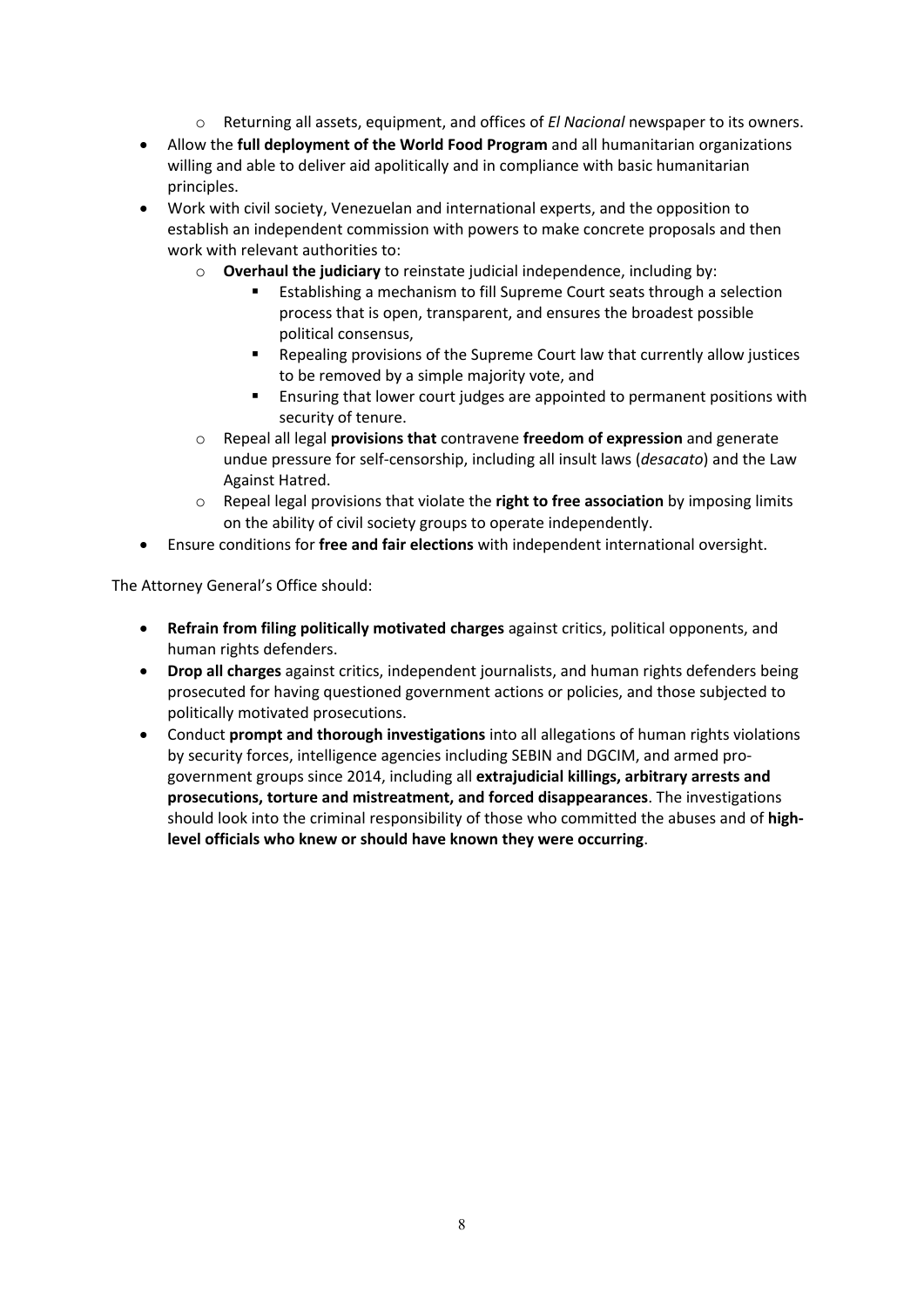- Returning all assets, equipment, and offices of *El Nacional* newspaper to its owners.
- Allow the **full deployment of the World Food Program** and all humanitarian organizations willing and able to deliver aid apolitically and in compliance with basic humanitarian principles.
- Work with civil society, Venezuelan and international experts, and the opposition to establish an independent commission with powers to make concrete proposals and then work with relevant authorities to:
    - **Overhaul the judiciary** to reinstate judicial independence, including by:
        - Establishing a mechanism to fill Supreme Court seats through a selection process that is open, transparent, and ensures the broadest possible political consensus,
        - Repealing provisions of the Supreme Court law that currently allow justices to be removed by a simple majority vote, and
        - Ensuring that lower court judges are appointed to permanent positions with security of tenure.
    - Repeal all legal **provisions that** contravene **freedom of expression** and generate undue pressure for self-censorship, including all insult laws (*desacato*) and the Law Against Hatred.
    - Repeal legal provisions that violate the **right to free association** by imposing limits on the ability of civil society groups to operate independently.
- Ensure conditions for **free and fair elections** with independent international oversight.

The Attorney General's Office should:

- **Refrain from filing politically motivated charges** against critics, political opponents, and human rights defenders.
- **Drop all charges** against critics, independent journalists, and human rights defenders being prosecuted for having questioned government actions or policies, and those subjected to politically motivated prosecutions.
- Conduct **prompt and thorough investigations** into all allegations of human rights violations by security forces, intelligence agencies including SEBIN and DGCIM, and armed pro-government groups since 2014, including all **extrajudicial killings, arbitrary arrests and prosecutions, torture and mistreatment, and forced disappearances**. The investigations should look into the criminal responsibility of those who committed the abuses and of **high-level officials who knew or should have known they were occurring**.